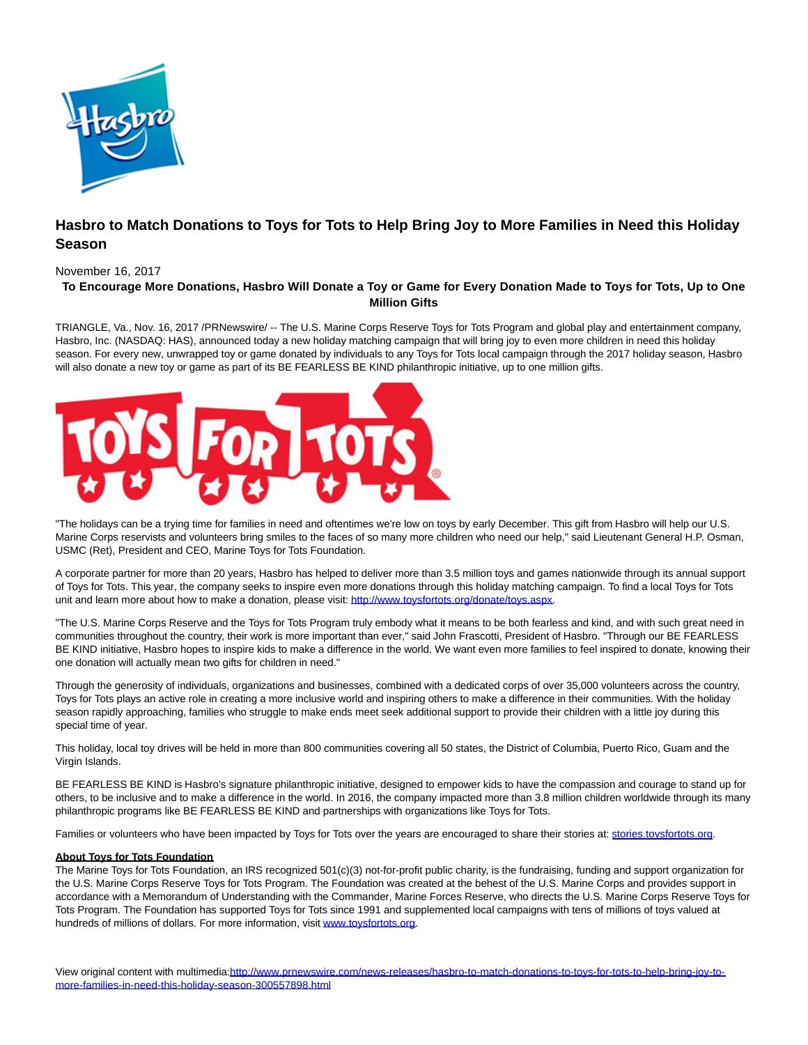# Hasbro to Match Donations to Toys for Tots to Help Bring Joy to More Families in Need this Holiday Season

November 16, 2017

**To Encourage More Donations, Hasbro Will Donate a Toy or Game for Every Donation Made to Toys for Tots, Up to One Million Gifts**

TRIANGLE, Va., Nov. 16, 2017 /PRNewswire/ -- The U.S. Marine Corps Reserve Toys for Tots Program and global play and entertainment company, Hasbro, Inc. (NASDAQ: HAS), announced today a new holiday matching campaign that will bring joy to even more children in need this holiday season. For every new, unwrapped toy or game donated by individuals to any Toys for Tots local campaign through the 2017 holiday season, Hasbro will also donate a new toy or game as part of its BE FEARLESS BE KIND philanthropic initiative, up to one million gifts.

"The holidays can be a trying time for families in need and oftentimes we're low on toys by early December. This gift from Hasbro will help our U.S. Marine Corps reservists and volunteers bring smiles to the faces of so many more children who need our help," said Lieutenant General H.P. Osman, USMC (Ret), President and CEO, Marine Toys for Tots Foundation.

A corporate partner for more than 20 years, Hasbro has helped to deliver more than 3.5 million toys and games nationwide through its annual support of Toys for Tots. This year, the company seeks to inspire even more donations through this holiday matching campaign. To find a local Toys for Tots unit and learn more about how to make a donation, please visit: http://www.toysfortots.org/donate/toys.aspx.

"The U.S. Marine Corps Reserve and the Toys for Tots Program truly embody what it means to be both fearless and kind, and with such great need in communities throughout the country, their work is more important than ever," said John Frascotti, President of Hasbro. "Through our BE FEARLESS BE KIND initiative, Hasbro hopes to inspire kids to make a difference in the world. We want even more families to feel inspired to donate, knowing their one donation will actually mean two gifts for children in need."

Through the generosity of individuals, organizations and businesses, combined with a dedicated corps of over 35,000 volunteers across the country, Toys for Tots plays an active role in creating a more inclusive world and inspiring others to make a difference in their communities. With the holiday season rapidly approaching, families who struggle to make ends meet seek additional support to provide their children with a little joy during this special time of year.

This holiday, local toy drives will be held in more than 800 communities covering all 50 states, the District of Columbia, Puerto Rico, Guam and the Virgin Islands.

BE FEARLESS BE KIND is Hasbro's signature philanthropic initiative, designed to empower kids to have the compassion and courage to stand up for others, to be inclusive and to make a difference in the world. In 2016, the company impacted more than 3.8 million children worldwide through its many philanthropic programs like BE FEARLESS BE KIND and partnerships with organizations like Toys for Tots.

Families or volunteers who have been impacted by Toys for Tots over the years are encouraged to share their stories at: stories.toysfortots.org.

**About Toys for Tots Foundation**

The Marine Toys for Tots Foundation, an IRS recognized 501(c)(3) not-for-profit public charity, is the fundraising, funding and support organization for the U.S. Marine Corps Reserve Toys for Tots Program. The Foundation was created at the behest of the U.S. Marine Corps and provides support in accordance with a Memorandum of Understanding with the Commander, Marine Forces Reserve, who directs the U.S. Marine Corps Reserve Toys for Tots Program. The Foundation has supported Toys for Tots since 1991 and supplemented local campaigns with tens of millions of toys valued at hundreds of millions of dollars. For more information, visit www.toysfortots.org.

View original content with multimedia:http://www.prnewswire.com/news-releases/hasbro-to-match-donations-to-toys-for-tots-to-help-bring-joy-to-more-families-in-need-this-holiday-season-300557898.html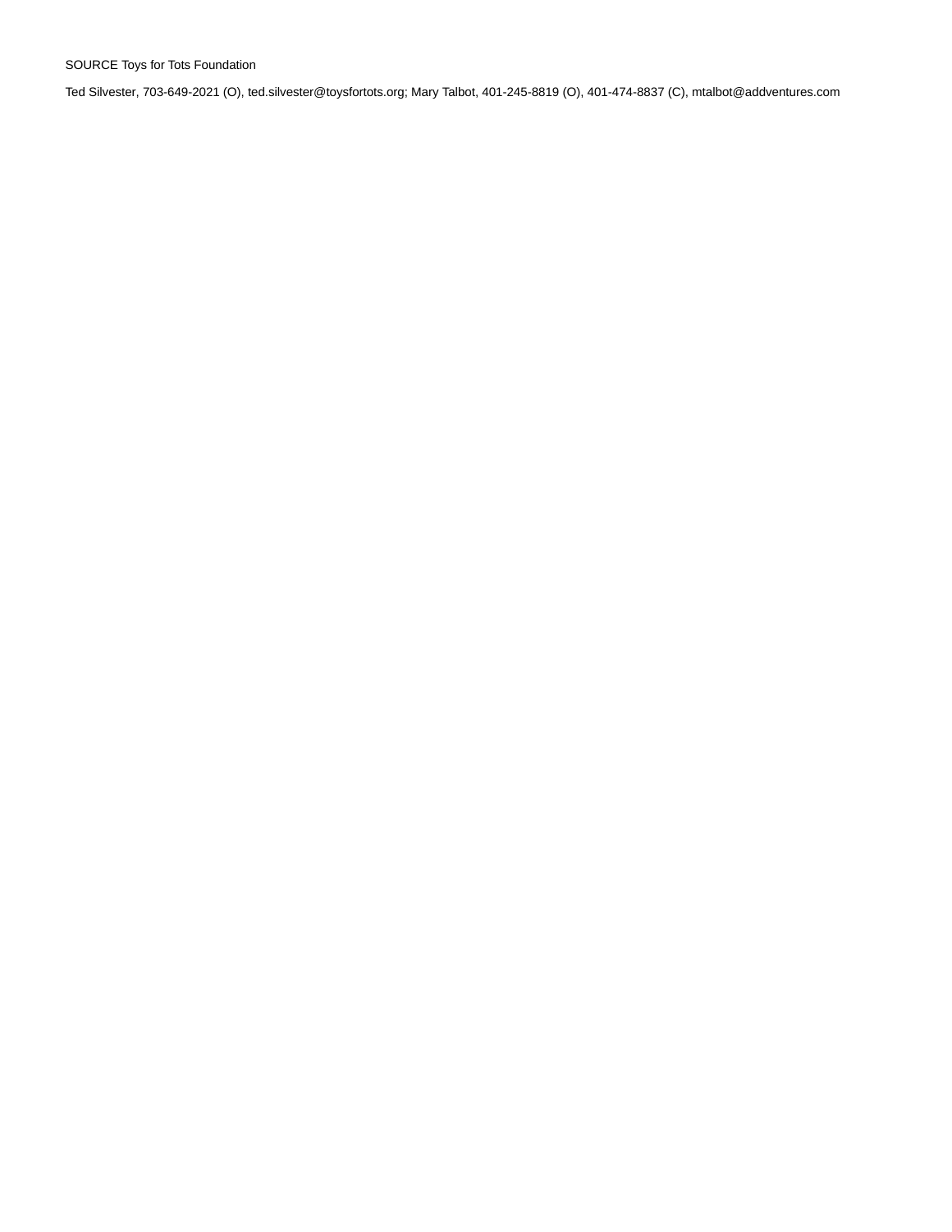SOURCE Toys for Tots Foundation

Ted Silvester, 703-649-2021 (O), ted.silvester@toysfortots.org; Mary Talbot, 401-245-8819 (O), 401-474-8837 (C), mtalbot@addventures.com